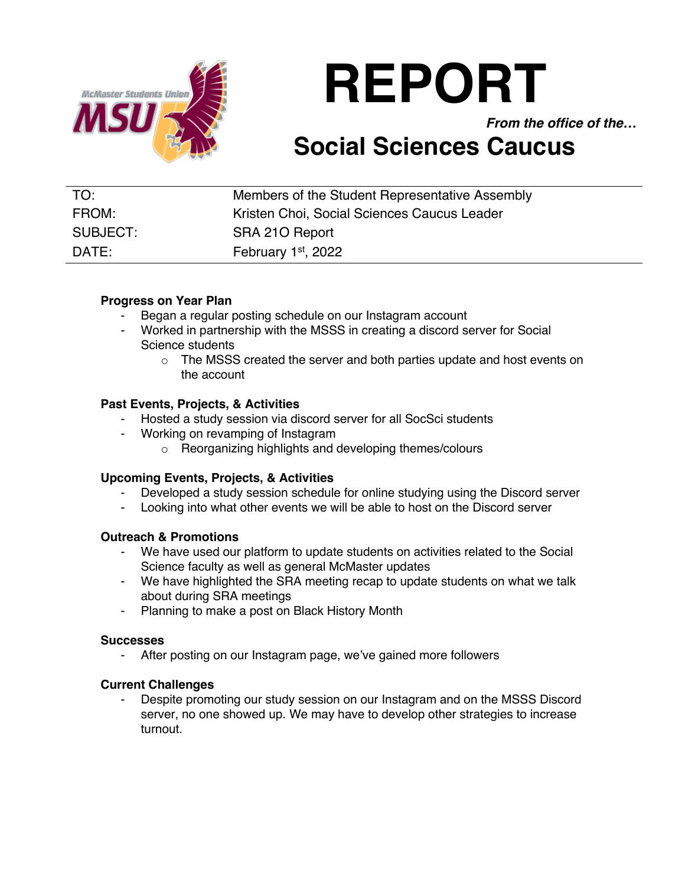# REPORT

***From the office of the…***

## Social Sciences Caucus

| | |
|---|---|
| TO: | Members of the Student Representative Assembly |
| FROM: | Kristen Choi, Social Sciences Caucus Leader |
| SUBJECT: | SRA 21O Report |
| DATE: | February 1st, 2022 |

**Progress on Year Plan**

- Began a regular posting schedule on our Instagram account
- Worked in partnership with the MSSS in creating a discord server for Social Science students
  - The MSSS created the server and both parties update and host events on the account

**Past Events, Projects, & Activities**

- Hosted a study session via discord server for all SocSci students
- Working on revamping of Instagram
  - Reorganizing highlights and developing themes/colours

**Upcoming Events, Projects, & Activities**

- Developed a study session schedule for online studying using the Discord server
- Looking into what other events we will be able to host on the Discord server

**Outreach & Promotions**

- We have used our platform to update students on activities related to the Social Science faculty as well as general McMaster updates
- We have highlighted the SRA meeting recap to update students on what we talk about during SRA meetings
- Planning to make a post on Black History Month

**Successes**

- After posting on our Instagram page, we've gained more followers

**Current Challenges**

- Despite promoting our study session on our Instagram and on the MSSS Discord server, no one showed up. We may have to develop other strategies to increase turnout.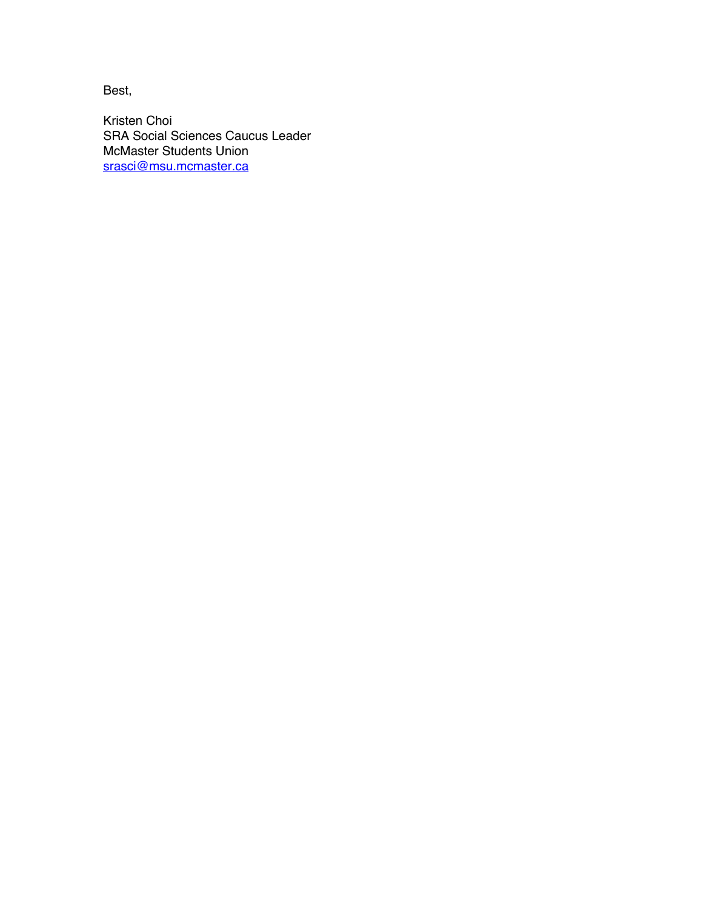Best,

Kristen Choi  
SRA Social Sciences Caucus Leader  
McMaster Students Union  
srasci@msu.mcmaster.ca